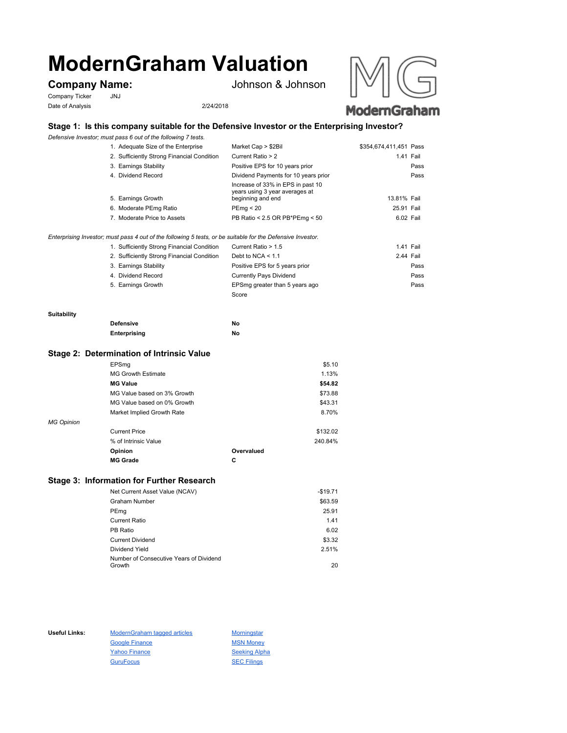# ModernGraham Valuation

## Company Name: Johnson & Johnson

Company Ticker JNJ

Date of Analysis 2/24/2018

### Stage 1: Is this company suitable for the Defensive Investor or the Enterprising Investor?

*Defensive Investor; must pass 6 out of the following 7 tests.*

| Test | Criterion | Value | Result |
|---|---|---|---|
| 1. Adequate Size of the Enterprise | Market Cap > $2Bil | $354,674,411,451 | Pass |
| 2. Sufficiently Strong Financial Condition | Current Ratio > 2 | 1.41 | Fail |
| 3. Earnings Stability | Positive EPS for 10 years prior | | Pass |
| 4. Dividend Record | Dividend Payments for 10 years prior | | Pass |
| 5. Earnings Growth | Increase of 33% in EPS in past 10 years using 3 year averages at beginning and end | 13.81% | Fail |
| 6. Moderate PEmg Ratio | PEmg < 20 | 25.91 | Fail |
| 7. Moderate Price to Assets | PB Ratio < 2.5 OR PB*PEmg < 50 | 6.02 | Fail |

*Enterprising Investor; must pass 4 out of the following 5 tests, or be suitable for the Defensive Investor.*

| Test | Criterion | Value | Result |
|---|---|---|---|
| 1. Sufficiently Strong Financial Condition | Current Ratio > 1.5 | 1.41 | Fail |
| 2. Sufficiently Strong Financial Condition | Debt to NCA < 1.1 | 2.44 | Fail |
| 3. Earnings Stability | Positive EPS for 5 years prior | | Pass |
| 4. Dividend Record | Currently Pays Dividend | | Pass |
| 5. Earnings Growth | EPSmg greater than 5 years ago | | Pass |
| | Score | | |

**Suitability**

| | |
|---|---|
| **Defensive** | **No** |
| **Enterprising** | **No** |

### Stage 2: Determination of Intrinsic Value

| | |
|---|---|
| EPSmg | $5.10 |
| MG Growth Estimate | 1.13% |
| **MG Value** | **$54.82** |
| MG Value based on 3% Growth | $73.88 |
| MG Value based on 0% Growth | $43.31 |
| Market Implied Growth Rate | 8.70% |

*MG Opinion*

| | | |
|---|---|---|
| Current Price | | $132.02 |
| % of Intrinsic Value | | 240.84% |
| **Opinion** | **Overvalued** | |
| **MG Grade** | **C** | |

### Stage 3: Information for Further Research

| | |
|---|---|
| Net Current Asset Value (NCAV) | -$19.71 |
| Graham Number | $63.59 |
| PEmg | 25.91 |
| Current Ratio | 1.41 |
| PB Ratio | 6.02 |
| Current Dividend | $3.32 |
| Dividend Yield | 2.51% |
| Number of Consecutive Years of Dividend Growth | 20 |

**Useful Links:**

| | |
|---|---|
| ModernGraham tagged articles | Morningstar |
| Google Finance | MSN Money |
| Yahoo Finance | Seeking Alpha |
| GuruFocus | SEC Filings |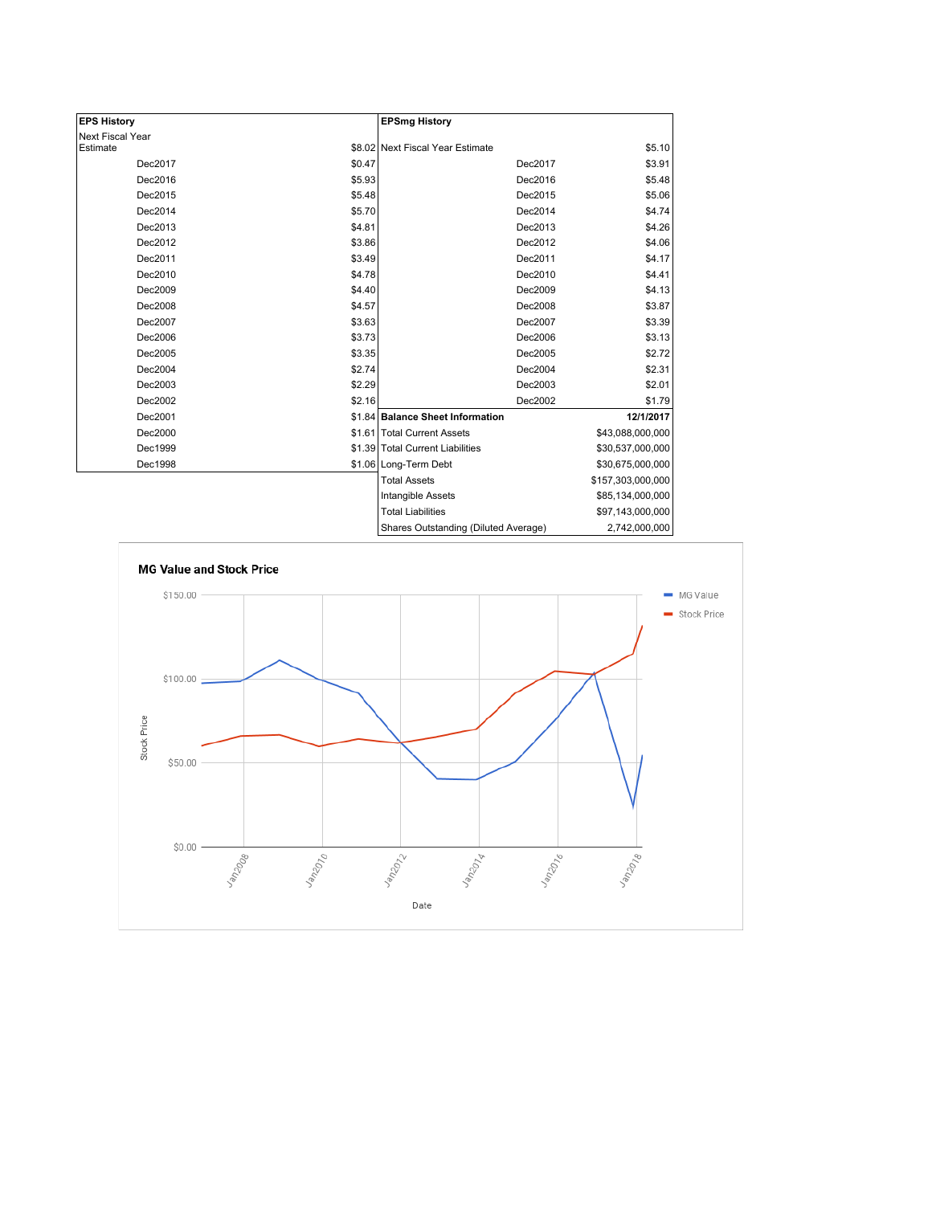| EPS History | |
|---|---|
| Next Fiscal Year Estimate | $8.02 |
| Dec2017 | $0.47 |
| Dec2016 | $5.93 |
| Dec2015 | $5.48 |
| Dec2014 | $5.70 |
| Dec2013 | $4.81 |
| Dec2012 | $3.86 |
| Dec2011 | $3.49 |
| Dec2010 | $4.78 |
| Dec2009 | $4.40 |
| Dec2008 | $4.57 |
| Dec2007 | $3.63 |
| Dec2006 | $3.73 |
| Dec2005 | $3.35 |
| Dec2004 | $2.74 |
| Dec2003 | $2.29 |
| Dec2002 | $2.16 |
| Dec2001 | $1.84 |
| Dec2000 | $1.61 |
| Dec1999 | $1.39 |
| Dec1998 | $1.06 |

| EPSmg History | |
|---|---|
| Next Fiscal Year Estimate | $5.10 |
| Dec2017 | $3.91 |
| Dec2016 | $5.48 |
| Dec2015 | $5.06 |
| Dec2014 | $4.74 |
| Dec2013 | $4.26 |
| Dec2012 | $4.06 |
| Dec2011 | $4.17 |
| Dec2010 | $4.41 |
| Dec2009 | $4.13 |
| Dec2008 | $3.87 |
| Dec2007 | $3.39 |
| Dec2006 | $3.13 |
| Dec2005 | $2.72 |
| Dec2004 | $2.31 |
| Dec2003 | $2.01 |
| Dec2002 | $1.79 |

| Balance Sheet Information | 12/1/2017 |
|---|---|
| Total Current Assets | $43,088,000,000 |
| Total Current Liabilities | $30,537,000,000 |
| Long-Term Debt | $30,675,000,000 |
| Total Assets | $157,303,000,000 |
| Intangible Assets | $85,134,000,000 |
| Total Liabilities | $97,143,000,000 |
| Shares Outstanding (Diluted Average) | 2,742,000,000 |

**MG Value and Stock Price**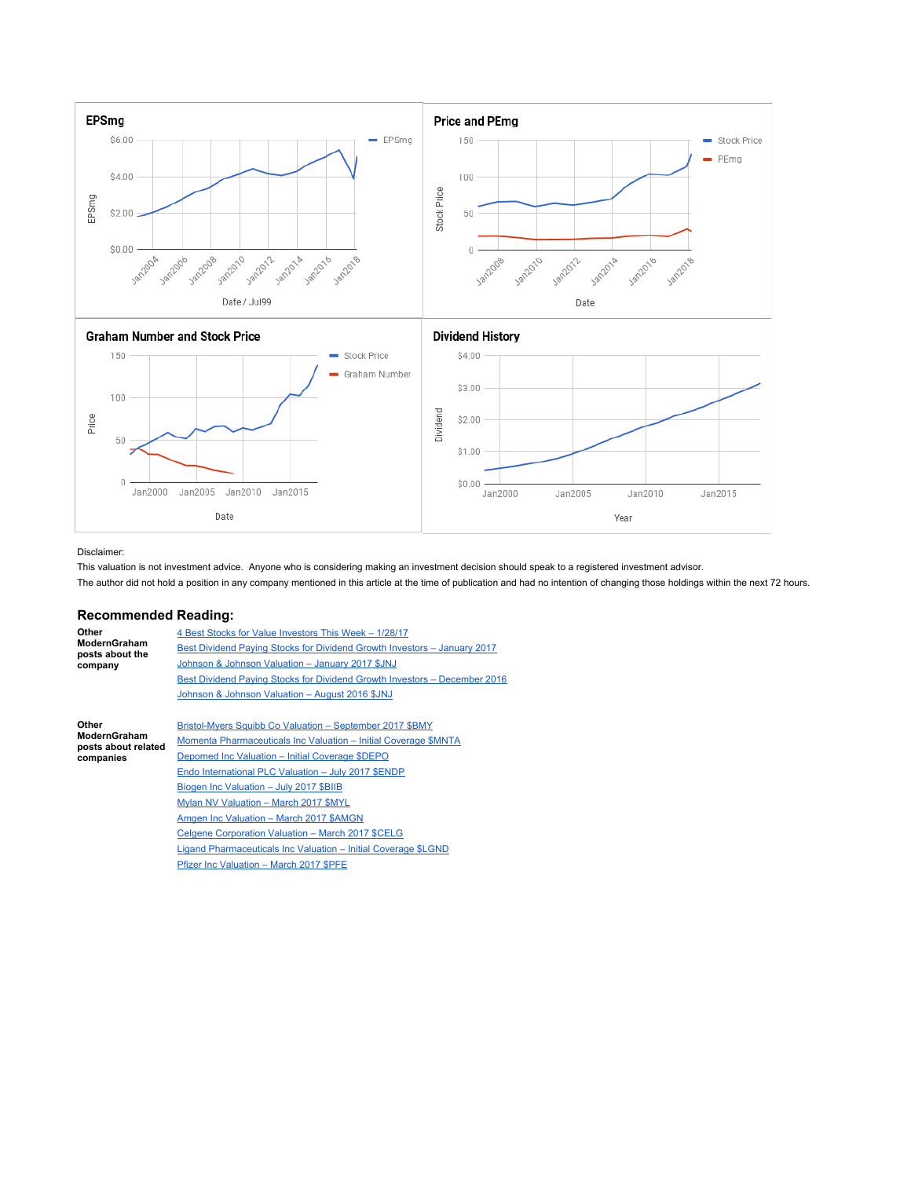EPSmg

$6.00
$4.00
$2.00
$0.00

EPSmg

Jan2004 Jan2006 Jan2008 Jan2010 Jan2012 Jan2014 Jan2016 Jan2018

Date / Jul99

EPSmg

Price and PEmg

150
100
50
0

Stock Price

Jan2008 Jan2010 Jan2012 Jan2014 Jan2016 Jan2018

Date

Stock Price
PEmg

Graham Number and Stock Price

150
100
50
0

Price

Jan2000 Jan2005 Jan2010 Jan2015

Date

Stock Price
Graham Number

Dividend History

$4.00
$3.00
$2.00
$1.00
$0.00

Dividend

Jan2000 Jan2005 Jan2010 Jan2015

Year

Disclaimer:

This valuation is not investment advice. Anyone who is considering making an investment decision should speak to a registered investment advisor.

The author did not hold a position in any company mentioned in this article at the time of publication and had no intention of changing those holdings within the next 72 hours.

## Recommended Reading:

| | |
|---|---|
| **Other ModernGraham posts about the company** | 4 Best Stocks for Value Investors This Week – 1/28/17<br>Best Dividend Paying Stocks for Dividend Growth Investors – January 2017<br>Johnson & Johnson Valuation – January 2017 $JNJ<br>Best Dividend Paying Stocks for Dividend Growth Investors – December 2016<br>Johnson & Johnson Valuation – August 2016 $JNJ |
| **Other ModernGraham posts about related companies** | Bristol-Myers Squibb Co Valuation – September 2017 $BMY<br>Momenta Pharmaceuticals Inc Valuation – Initial Coverage $MNTA<br>Depomed Inc Valuation – Initial Coverage $DEPO<br>Endo International PLC Valuation – July 2017 $ENDP<br>Biogen Inc Valuation – July 2017 $BIIB<br>Mylan NV Valuation – March 2017 $MYL<br>Amgen Inc Valuation – March 2017 $AMGN<br>Celgene Corporation Valuation – March 2017 $CELG<br>Ligand Pharmaceuticals Inc Valuation – Initial Coverage $LGND<br>Pfizer Inc Valuation – March 2017 $PFE |